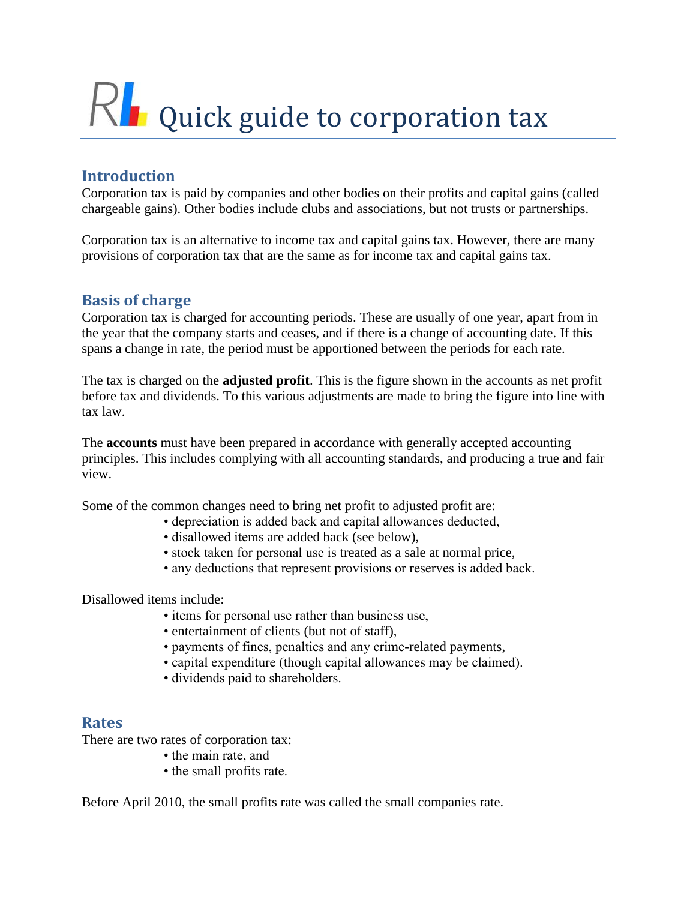# Quick guide to corporation tax

## Introduction

Corporation tax is paid by companies and other bodies on their profits and capital gains (called chargeable gains). Other bodies include clubs and associations, but not trusts or partnerships.

Corporation tax is an alternative to income tax and capital gains tax. However, there are many provisions of corporation tax that are the same as for income tax and capital gains tax.

## Basis of charge

Corporation tax is charged for accounting periods. These are usually of one year, apart from in the year that the company starts and ceases, and if there is a change of accounting date. If this spans a change in rate, the period must be apportioned between the periods for each rate.

The tax is charged on the **adjusted profit**. This is the figure shown in the accounts as net profit before tax and dividends. To this various adjustments are made to bring the figure into line with tax law.

The **accounts** must have been prepared in accordance with generally accepted accounting principles. This includes complying with all accounting standards, and producing a true and fair view.

Some of the common changes need to bring net profit to adjusted profit are:

- depreciation is added back and capital allowances deducted,
- disallowed items are added back (see below),
- stock taken for personal use is treated as a sale at normal price,
- any deductions that represent provisions or reserves is added back.

Disallowed items include:

- items for personal use rather than business use,
- entertainment of clients (but not of staff),
- payments of fines, penalties and any crime-related payments,
- capital expenditure (though capital allowances may be claimed).
- dividends paid to shareholders.

## Rates

There are two rates of corporation tax:

- the main rate, and
- the small profits rate.

Before April 2010, the small profits rate was called the small companies rate.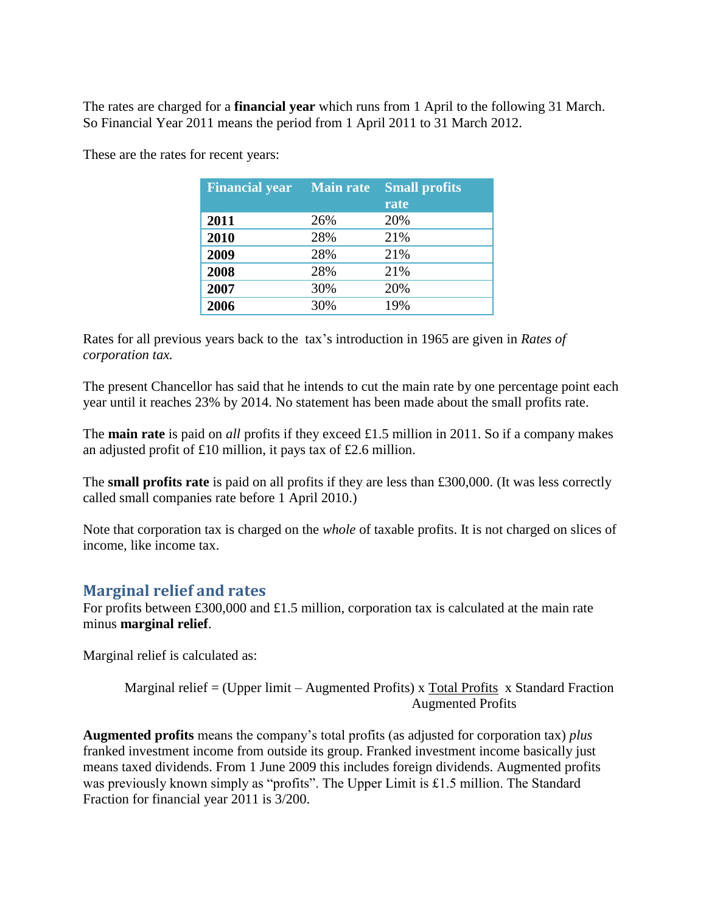The rates are charged for a **financial year** which runs from 1 April to the following 31 March. So Financial Year 2011 means the period from 1 April 2011 to 31 March 2012.

These are the rates for recent years:

| Financial year | Main rate | Small profits rate |
|---|---|---|
| **2011** | 26% | 20% |
| **2010** | 28% | 21% |
| **2009** | 28% | 21% |
| **2008** | 28% | 21% |
| **2007** | 30% | 20% |
| **2006** | 30% | 19% |

Rates for all previous years back to the tax's introduction in 1965 are given in *Rates of corporation tax.*

The present Chancellor has said that he intends to cut the main rate by one percentage point each year until it reaches 23% by 2014. No statement has been made about the small profits rate.

The **main rate** is paid on *all* profits if they exceed £1.5 million in 2011. So if a company makes an adjusted profit of £10 million, it pays tax of £2.6 million.

The **small profits rate** is paid on all profits if they are less than £300,000. (It was less correctly called small companies rate before 1 April 2010.)

Note that corporation tax is charged on the *whole* of taxable profits. It is not charged on slices of income, like income tax.

## Marginal relief and rates

For profits between £300,000 and £1.5 million, corporation tax is calculated at the main rate minus **marginal relief**.

Marginal relief is calculated as:

$$\text{Marginal relief} = (\text{Upper limit} - \text{Augmented Profits}) \times \frac{\text{Total Profits}}{\text{Augmented Profits}} \times \text{Standard Fraction}$$

**Augmented profits** means the company's total profits (as adjusted for corporation tax) *plus* franked investment income from outside its group. Franked investment income basically just means taxed dividends. From 1 June 2009 this includes foreign dividends. Augmented profits was previously known simply as "profits". The Upper Limit is £1.5 million. The Standard Fraction for financial year 2011 is 3/200.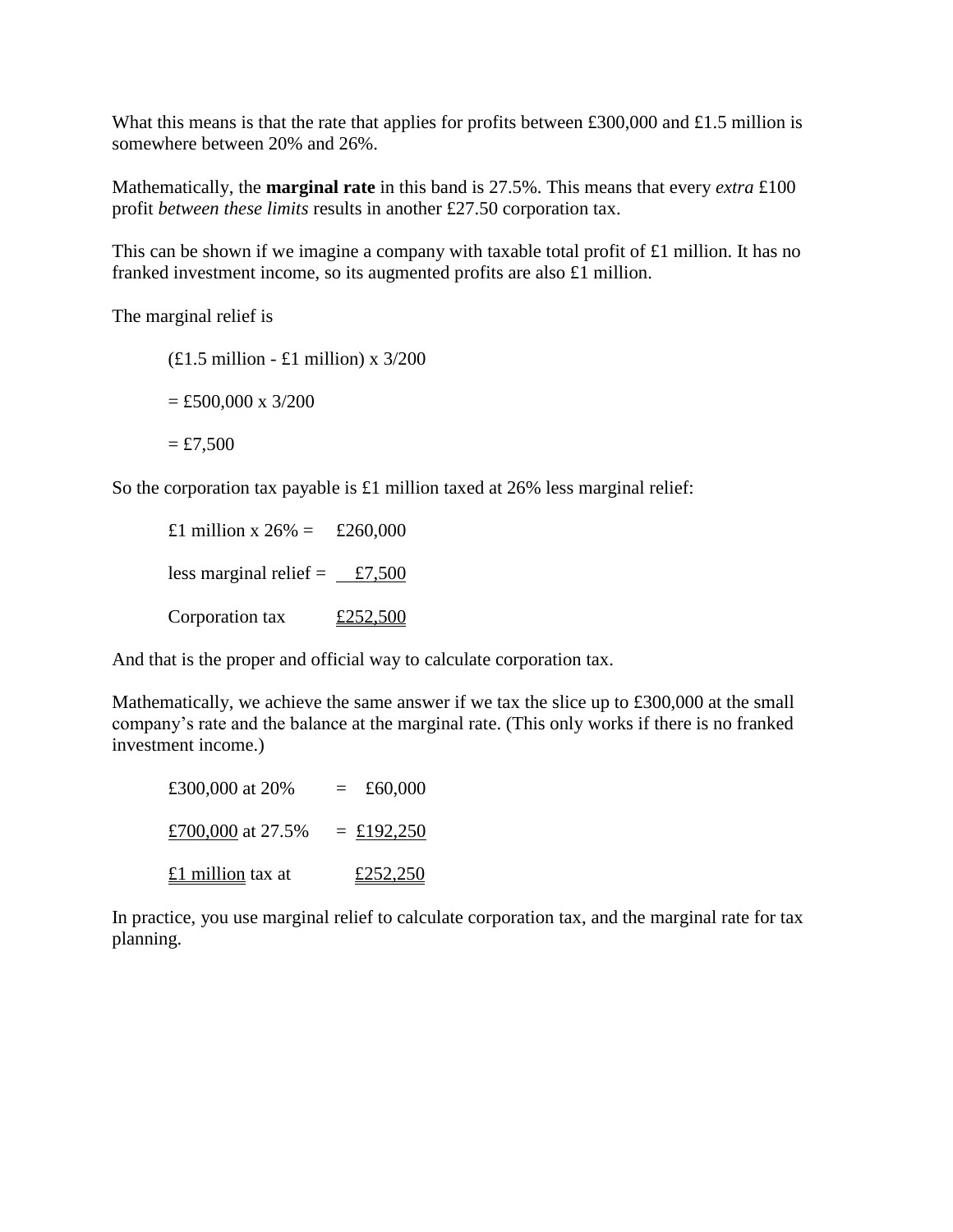What this means is that the rate that applies for profits between £300,000 and £1.5 million is somewhere between 20% and 26%.

Mathematically, the **marginal rate** in this band is 27.5%. This means that every *extra* £100 profit *between these limits* results in another £27.50 corporation tax.

This can be shown if we imagine a company with taxable total profit of £1 million. It has no franked investment income, so its augmented profits are also £1 million.

The marginal relief is

(£1.5 million - £1 million) x 3/200

= £500,000 x 3/200

= £7,500

So the corporation tax payable is £1 million taxed at 26% less marginal relief:

| | |
|---|---|
| £1 million x 26% = | £260,000 |
| less marginal relief = | £7,500 |
| Corporation tax | £252,500 |

And that is the proper and official way to calculate corporation tax.

Mathematically, we achieve the same answer if we tax the slice up to £300,000 at the small company's rate and the balance at the marginal rate. (This only works if there is no franked investment income.)

| | |
|---|---|
| £300,000 at 20% | = £60,000 |
| £700,000 at 27.5% | = £192,250 |
| £1 million tax at | £252,250 |

In practice, you use marginal relief to calculate corporation tax, and the marginal rate for tax planning.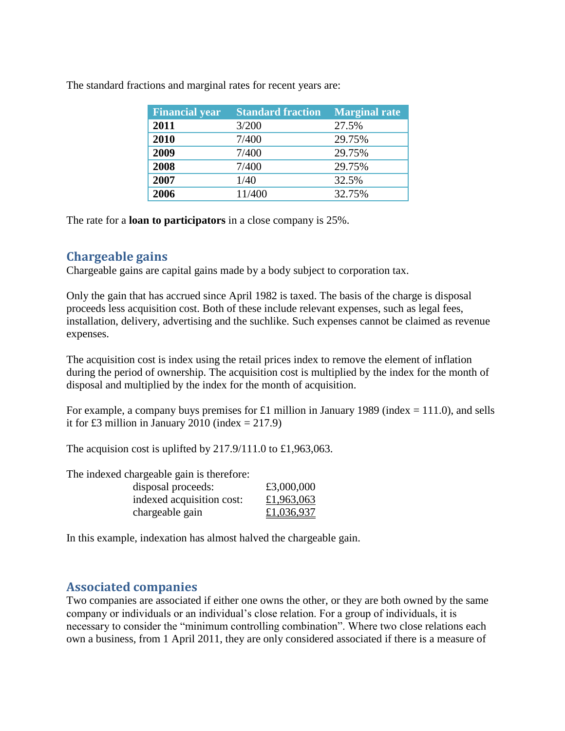The standard fractions and marginal rates for recent years are:

| Financial year | Standard fraction | Marginal rate |
|---|---|---|
| **2011** | 3/200 | 27.5% |
| **2010** | 7/400 | 29.75% |
| **2009** | 7/400 | 29.75% |
| **2008** | 7/400 | 29.75% |
| **2007** | 1/40 | 32.5% |
| **2006** | 11/400 | 32.75% |

The rate for a **loan to participators** in a close company is 25%.

## Chargeable gains

Chargeable gains are capital gains made by a body subject to corporation tax.

Only the gain that has accrued since April 1982 is taxed. The basis of the charge is disposal proceeds less acquisition cost. Both of these include relevant expenses, such as legal fees, installation, delivery, advertising and the suchlike. Such expenses cannot be claimed as revenue expenses.

The acquisition cost is index using the retail prices index to remove the element of inflation during the period of ownership. The acquisition cost is multiplied by the index for the month of disposal and multiplied by the index for the month of acquisition.

For example, a company buys premises for £1 million in January 1989 (index = 111.0), and sells it for £3 million in January 2010 (index = 217.9)

The acquision cost is uplifted by 217.9/111.0 to £1,963,063.

The indexed chargeable gain is therefore:

| | |
|---|---|
| disposal proceeds: | £3,000,000 |
| indexed acquisition cost: | £1,963,063 |
| chargeable gain | £1,036,937 |

In this example, indexation has almost halved the chargeable gain.

## Associated companies

Two companies are associated if either one owns the other, or they are both owned by the same company or individuals or an individual's close relation. For a group of individuals, it is necessary to consider the "minimum controlling combination". Where two close relations each own a business, from 1 April 2011, they are only considered associated if there is a measure of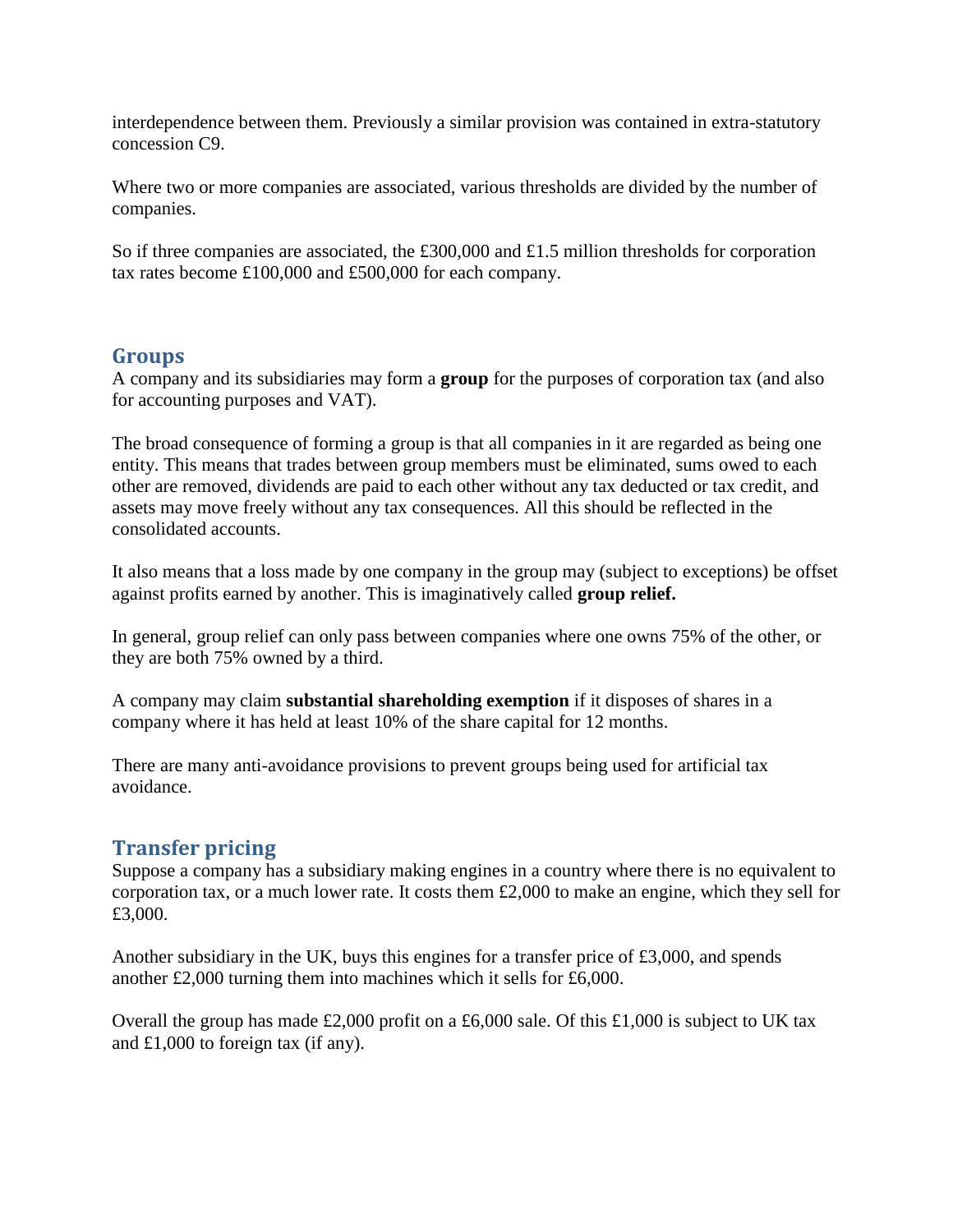interdependence between them. Previously a similar provision was contained in extra-statutory concession C9.

Where two or more companies are associated, various thresholds are divided by the number of companies.

So if three companies are associated, the £300,000 and £1.5 million thresholds for corporation tax rates become £100,000 and £500,000 for each company.

## Groups

A company and its subsidiaries may form a **group** for the purposes of corporation tax (and also for accounting purposes and VAT).

The broad consequence of forming a group is that all companies in it are regarded as being one entity. This means that trades between group members must be eliminated, sums owed to each other are removed, dividends are paid to each other without any tax deducted or tax credit, and assets may move freely without any tax consequences. All this should be reflected in the consolidated accounts.

It also means that a loss made by one company in the group may (subject to exceptions) be offset against profits earned by another. This is imaginatively called **group relief.**

In general, group relief can only pass between companies where one owns 75% of the other, or they are both 75% owned by a third.

A company may claim **substantial shareholding exemption** if it disposes of shares in a company where it has held at least 10% of the share capital for 12 months.

There are many anti-avoidance provisions to prevent groups being used for artificial tax avoidance.

## Transfer pricing

Suppose a company has a subsidiary making engines in a country where there is no equivalent to corporation tax, or a much lower rate. It costs them £2,000 to make an engine, which they sell for £3,000.

Another subsidiary in the UK, buys this engines for a transfer price of £3,000, and spends another £2,000 turning them into machines which it sells for £6,000.

Overall the group has made £2,000 profit on a £6,000 sale. Of this £1,000 is subject to UK tax and £1,000 to foreign tax (if any).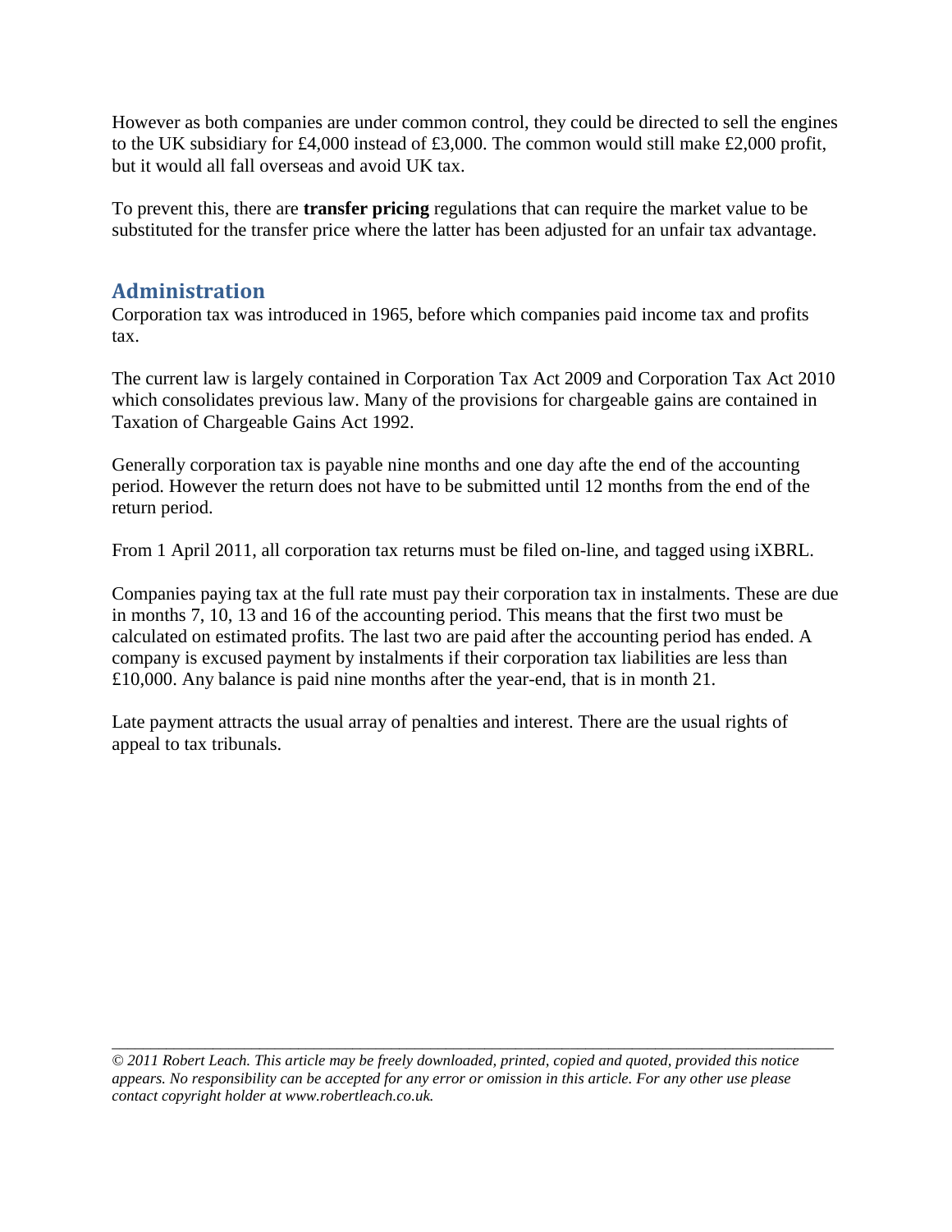However as both companies are under common control, they could be directed to sell the engines to the UK subsidiary for £4,000 instead of £3,000. The common would still make £2,000 profit, but it would all fall overseas and avoid UK tax.

To prevent this, there are **transfer pricing** regulations that can require the market value to be substituted for the transfer price where the latter has been adjusted for an unfair tax advantage.

## Administration

Corporation tax was introduced in 1965, before which companies paid income tax and profits tax.

The current law is largely contained in Corporation Tax Act 2009 and Corporation Tax Act 2010 which consolidates previous law. Many of the provisions for chargeable gains are contained in Taxation of Chargeable Gains Act 1992.

Generally corporation tax is payable nine months and one day afte the end of the accounting period. However the return does not have to be submitted until 12 months from the end of the return period.

From 1 April 2011, all corporation tax returns must be filed on-line, and tagged using iXBRL.

Companies paying tax at the full rate must pay their corporation tax in instalments. These are due in months 7, 10, 13 and 16 of the accounting period. This means that the first two must be calculated on estimated profits. The last two are paid after the accounting period has ended. A company is excused payment by instalments if their corporation tax liabilities are less than £10,000. Any balance is paid nine months after the year-end, that is in month 21.

Late payment attracts the usual array of penalties and interest. There are the usual rights of appeal to tax tribunals.

*© 2011 Robert Leach. This article may be freely downloaded, printed, copied and quoted, provided this notice appears. No responsibility can be accepted for any error or omission in this article. For any other use please contact copyright holder at www.robertleach.co.uk.*